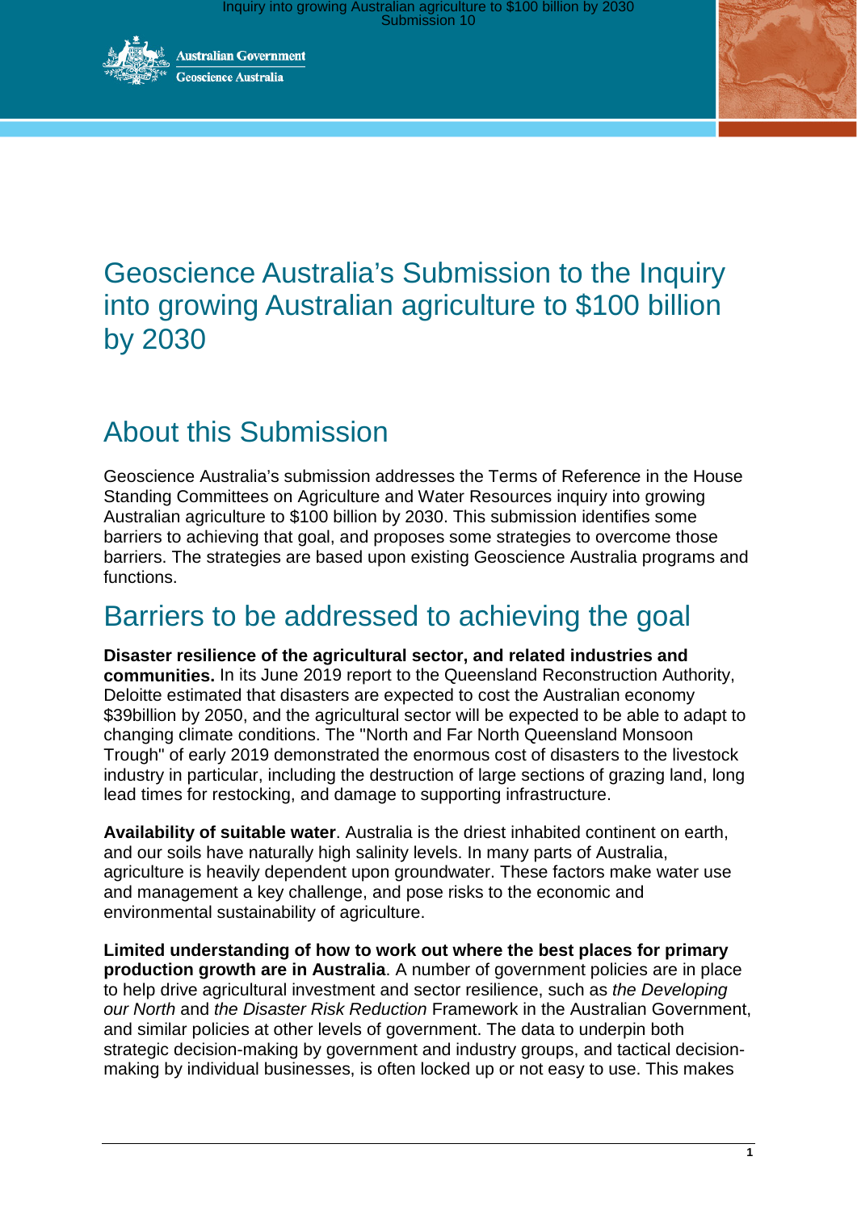# Geoscience Australia's Submission to the Inquiry into growing Australian agriculture to $100 billion by 2030

## About this Submission

Geoscience Australia's submission addresses the Terms of Reference in the House Standing Committees on Agriculture and Water Resources inquiry into growing Australian agriculture to $100 billion by 2030. This submission identifies some barriers to achieving that goal, and proposes some strategies to overcome those barriers. The strategies are based upon existing Geoscience Australia programs and functions.

## Barriers to be addressed to achieving the goal

**Disaster resilience of the agricultural sector, and related industries and communities.** In its June 2019 report to the Queensland Reconstruction Authority, Deloitte estimated that disasters are expected to cost the Australian economy $39billion by 2050, and the agricultural sector will be expected to be able to adapt to changing climate conditions. The "North and Far North Queensland Monsoon Trough" of early 2019 demonstrated the enormous cost of disasters to the livestock industry in particular, including the destruction of large sections of grazing land, long lead times for restocking, and damage to supporting infrastructure.

**Availability of suitable water**. Australia is the driest inhabited continent on earth, and our soils have naturally high salinity levels. In many parts of Australia, agriculture is heavily dependent upon groundwater. These factors make water use and management a key challenge, and pose risks to the economic and environmental sustainability of agriculture.

**Limited understanding of how to work out where the best places for primary production growth are in Australia**. A number of government policies are in place to help drive agricultural investment and sector resilience, such as *the Developing our North* and *the Disaster Risk Reduction* Framework in the Australian Government, and similar policies at other levels of government. The data to underpin both strategic decision-making by government and industry groups, and tactical decision-making by individual businesses, is often locked up or not easy to use. This makes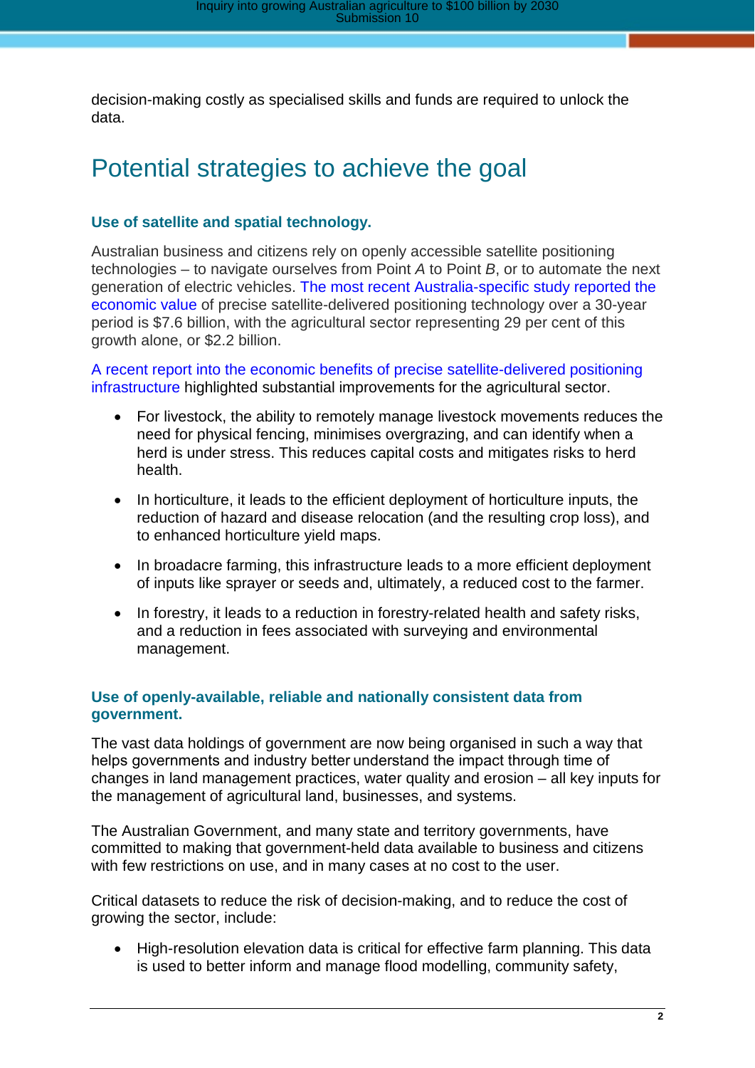decision-making costly as specialised skills and funds are required to unlock the data.

# Potential strategies to achieve the goal

### Use of satellite and spatial technology.

Australian business and citizens rely on openly accessible satellite positioning technologies – to navigate ourselves from Point *A* to Point *B*, or to automate the next generation of electric vehicles. The most recent Australia-specific study reported the economic value of precise satellite-delivered positioning technology over a 30-year period is $7.6 billion, with the agricultural sector representing 29 per cent of this growth alone, or $2.2 billion.

A recent report into the economic benefits of precise satellite-delivered positioning infrastructure highlighted substantial improvements for the agricultural sector.

- For livestock, the ability to remotely manage livestock movements reduces the need for physical fencing, minimises overgrazing, and can identify when a herd is under stress. This reduces capital costs and mitigates risks to herd health.
- In horticulture, it leads to the efficient deployment of horticulture inputs, the reduction of hazard and disease relocation (and the resulting crop loss), and to enhanced horticulture yield maps.
- In broadacre farming, this infrastructure leads to a more efficient deployment of inputs like sprayer or seeds and, ultimately, a reduced cost to the farmer.
- In forestry, it leads to a reduction in forestry-related health and safety risks, and a reduction in fees associated with surveying and environmental management.

### Use of openly-available, reliable and nationally consistent data from government.

The vast data holdings of government are now being organised in such a way that helps governments and industry better understand the impact through time of changes in land management practices, water quality and erosion – all key inputs for the management of agricultural land, businesses, and systems.

The Australian Government, and many state and territory governments, have committed to making that government-held data available to business and citizens with few restrictions on use, and in many cases at no cost to the user.

Critical datasets to reduce the risk of decision-making, and to reduce the cost of growing the sector, include:

- High-resolution elevation data is critical for effective farm planning. This data is used to better inform and manage flood modelling, community safety,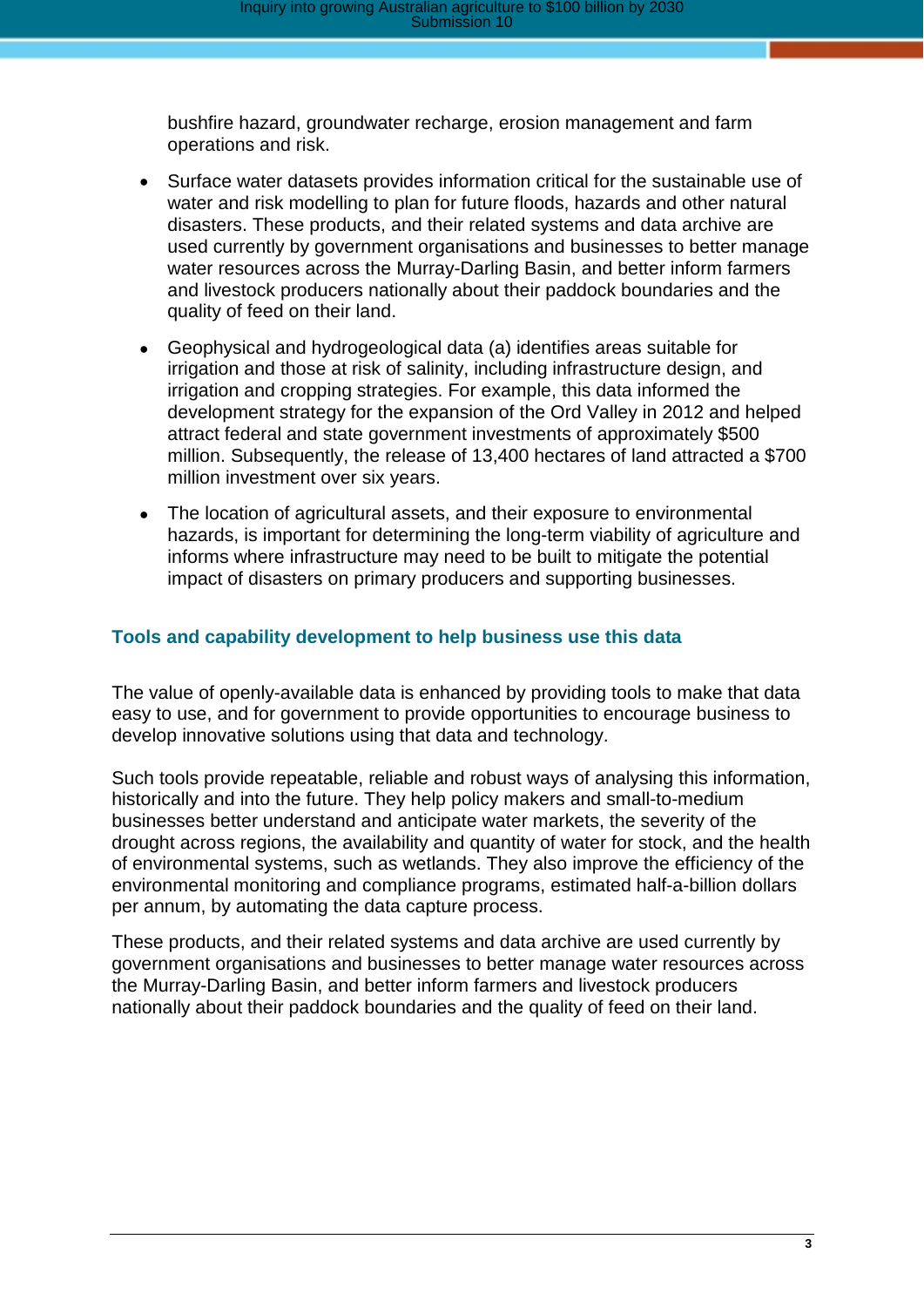bushfire hazard, groundwater recharge, erosion management and farm operations and risk.

- Surface water datasets provides information critical for the sustainable use of water and risk modelling to plan for future floods, hazards and other natural disasters. These products, and their related systems and data archive are used currently by government organisations and businesses to better manage water resources across the Murray-Darling Basin, and better inform farmers and livestock producers nationally about their paddock boundaries and the quality of feed on their land.
- Geophysical and hydrogeological data (a) identifies areas suitable for irrigation and those at risk of salinity, including infrastructure design, and irrigation and cropping strategies. For example, this data informed the development strategy for the expansion of the Ord Valley in 2012 and helped attract federal and state government investments of approximately $500 million. Subsequently, the release of 13,400 hectares of land attracted a $700 million investment over six years.
- The location of agricultural assets, and their exposure to environmental hazards, is important for determining the long-term viability of agriculture and informs where infrastructure may need to be built to mitigate the potential impact of disasters on primary producers and supporting businesses.

## Tools and capability development to help business use this data

The value of openly-available data is enhanced by providing tools to make that data easy to use, and for government to provide opportunities to encourage business to develop innovative solutions using that data and technology.

Such tools provide repeatable, reliable and robust ways of analysing this information, historically and into the future. They help policy makers and small-to-medium businesses better understand and anticipate water markets, the severity of the drought across regions, the availability and quantity of water for stock, and the health of environmental systems, such as wetlands. They also improve the efficiency of the environmental monitoring and compliance programs, estimated half-a-billion dollars per annum, by automating the data capture process.

These products, and their related systems and data archive are used currently by government organisations and businesses to better manage water resources across the Murray-Darling Basin, and better inform farmers and livestock producers nationally about their paddock boundaries and the quality of feed on their land.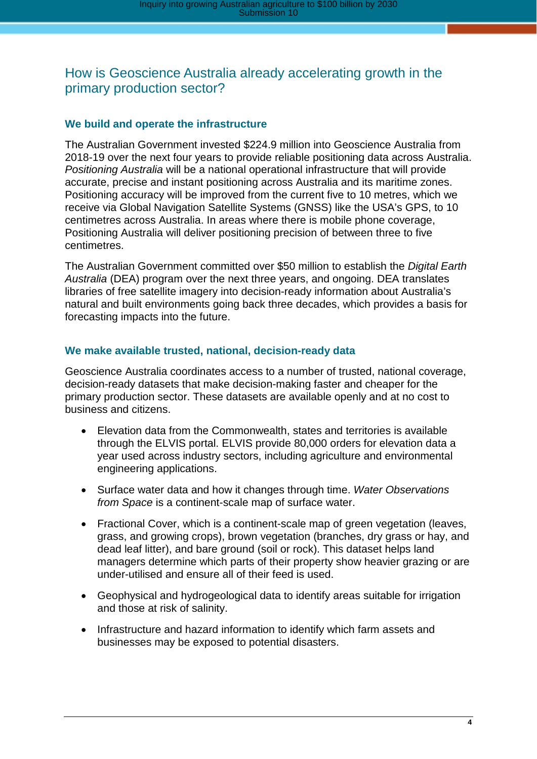## How is Geoscience Australia already accelerating growth in the primary production sector?

### We build and operate the infrastructure

The Australian Government invested $224.9 million into Geoscience Australia from 2018-19 over the next four years to provide reliable positioning data across Australia. *Positioning Australia* will be a national operational infrastructure that will provide accurate, precise and instant positioning across Australia and its maritime zones. Positioning accuracy will be improved from the current five to 10 metres, which we receive via Global Navigation Satellite Systems (GNSS) like the USA's GPS, to 10 centimetres across Australia. In areas where there is mobile phone coverage, Positioning Australia will deliver positioning precision of between three to five centimetres.

The Australian Government committed over $50 million to establish the *Digital Earth Australia* (DEA) program over the next three years, and ongoing. DEA translates libraries of free satellite imagery into decision-ready information about Australia's natural and built environments going back three decades, which provides a basis for forecasting impacts into the future.

### We make available trusted, national, decision-ready data

Geoscience Australia coordinates access to a number of trusted, national coverage, decision-ready datasets that make decision-making faster and cheaper for the primary production sector. These datasets are available openly and at no cost to business and citizens.

- Elevation data from the Commonwealth, states and territories is available through the ELVIS portal. ELVIS provide 80,000 orders for elevation data a year used across industry sectors, including agriculture and environmental engineering applications.
- Surface water data and how it changes through time. *Water Observations from Space* is a continent-scale map of surface water.
- Fractional Cover, which is a continent-scale map of green vegetation (leaves, grass, and growing crops), brown vegetation (branches, dry grass or hay, and dead leaf litter), and bare ground (soil or rock). This dataset helps land managers determine which parts of their property show heavier grazing or are under-utilised and ensure all of their feed is used.
- Geophysical and hydrogeological data to identify areas suitable for irrigation and those at risk of salinity.
- Infrastructure and hazard information to identify which farm assets and businesses may be exposed to potential disasters.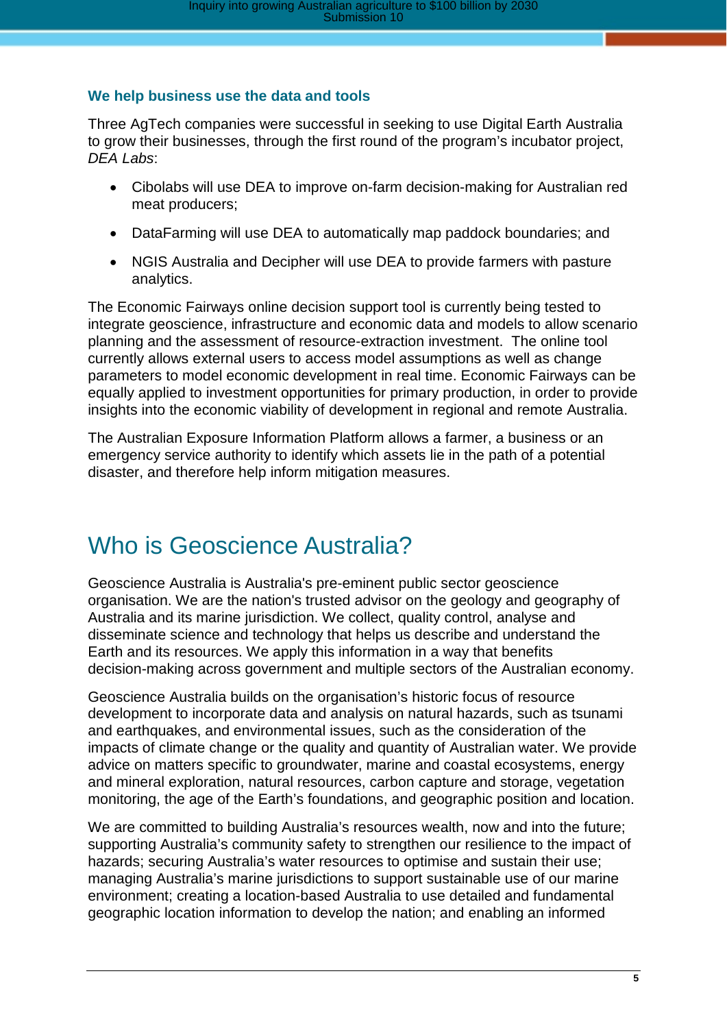### We help business use the data and tools

Three AgTech companies were successful in seeking to use Digital Earth Australia to grow their businesses, through the first round of the program's incubator project, *DEA Labs*:

- Cibolabs will use DEA to improve on-farm decision-making for Australian red meat producers;
- DataFarming will use DEA to automatically map paddock boundaries; and
- NGIS Australia and Decipher will use DEA to provide farmers with pasture analytics.

The Economic Fairways online decision support tool is currently being tested to integrate geoscience, infrastructure and economic data and models to allow scenario planning and the assessment of resource-extraction investment. The online tool currently allows external users to access model assumptions as well as change parameters to model economic development in real time. Economic Fairways can be equally applied to investment opportunities for primary production, in order to provide insights into the economic viability of development in regional and remote Australia.

The Australian Exposure Information Platform allows a farmer, a business or an emergency service authority to identify which assets lie in the path of a potential disaster, and therefore help inform mitigation measures.

# Who is Geoscience Australia?

Geoscience Australia is Australia's pre-eminent public sector geoscience organisation. We are the nation's trusted advisor on the geology and geography of Australia and its marine jurisdiction. We collect, quality control, analyse and disseminate science and technology that helps us describe and understand the Earth and its resources. We apply this information in a way that benefits decision-making across government and multiple sectors of the Australian economy.

Geoscience Australia builds on the organisation's historic focus of resource development to incorporate data and analysis on natural hazards, such as tsunami and earthquakes, and environmental issues, such as the consideration of the impacts of climate change or the quality and quantity of Australian water. We provide advice on matters specific to groundwater, marine and coastal ecosystems, energy and mineral exploration, natural resources, carbon capture and storage, vegetation monitoring, the age of the Earth's foundations, and geographic position and location.

We are committed to building Australia's resources wealth, now and into the future; supporting Australia's community safety to strengthen our resilience to the impact of hazards; securing Australia's water resources to optimise and sustain their use; managing Australia's marine jurisdictions to support sustainable use of our marine environment; creating a location-based Australia to use detailed and fundamental geographic location information to develop the nation; and enabling an informed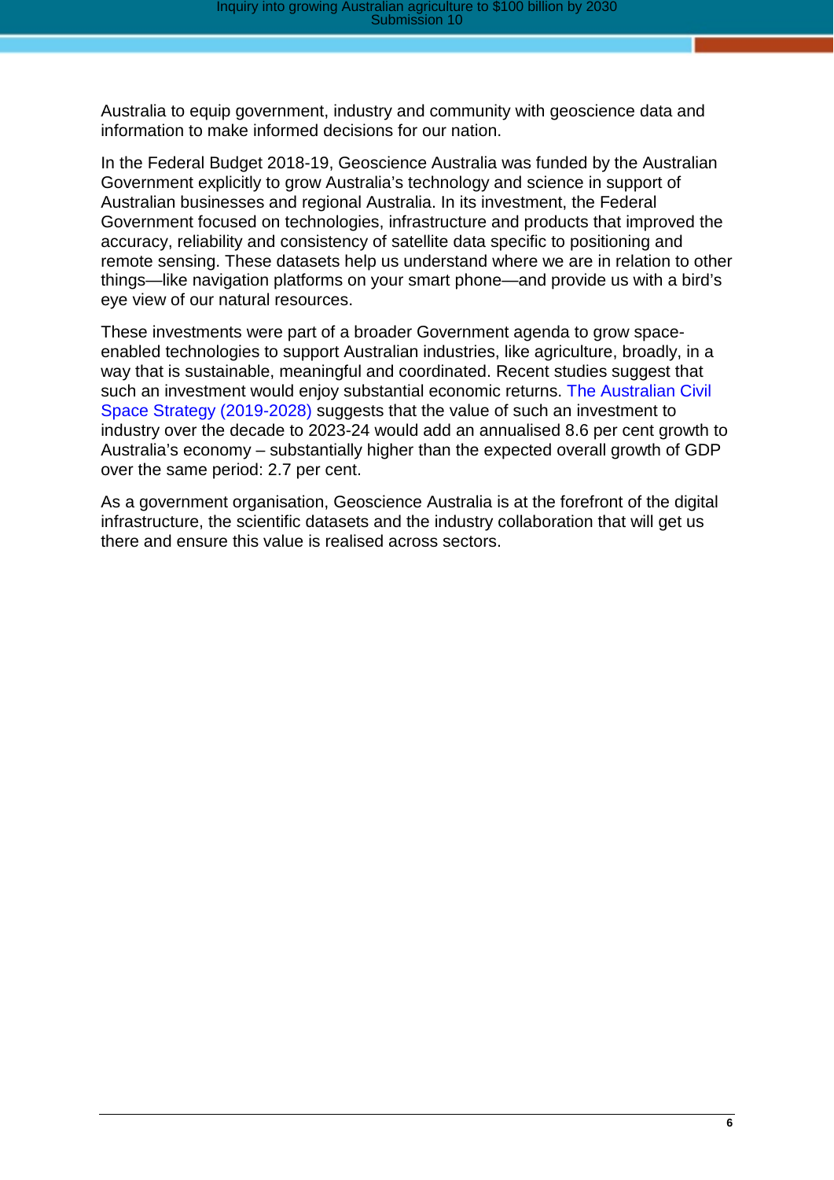Australia to equip government, industry and community with geoscience data and information to make informed decisions for our nation.

In the Federal Budget 2018-19, Geoscience Australia was funded by the Australian Government explicitly to grow Australia's technology and science in support of Australian businesses and regional Australia. In its investment, the Federal Government focused on technologies, infrastructure and products that improved the accuracy, reliability and consistency of satellite data specific to positioning and remote sensing. These datasets help us understand where we are in relation to other things—like navigation platforms on your smart phone—and provide us with a bird's eye view of our natural resources.

These investments were part of a broader Government agenda to grow space-enabled technologies to support Australian industries, like agriculture, broadly, in a way that is sustainable, meaningful and coordinated. Recent studies suggest that such an investment would enjoy substantial economic returns. The Australian Civil Space Strategy (2019-2028) suggests that the value of such an investment to industry over the decade to 2023-24 would add an annualised 8.6 per cent growth to Australia's economy – substantially higher than the expected overall growth of GDP over the same period: 2.7 per cent.

As a government organisation, Geoscience Australia is at the forefront of the digital infrastructure, the scientific datasets and the industry collaboration that will get us there and ensure this value is realised across sectors.